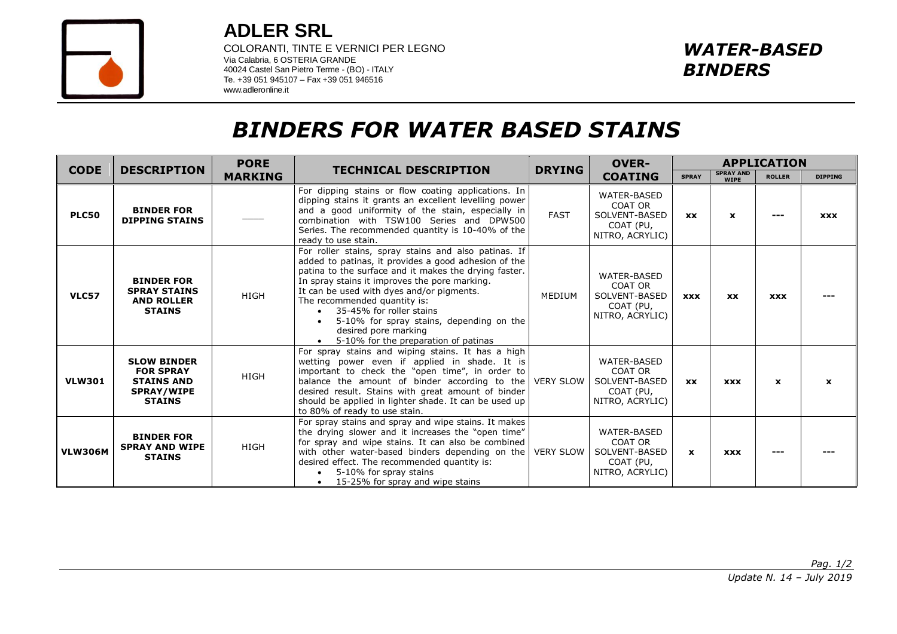# ADLER SRL

COLORANTI, TINTE E VERNICI PER LEGNO
Via Calabria, 6 OSTERIA GRANDE
40024 Castel San Pietro Terme - (BO) - ITALY
Te. +39 051 945107 – Fax +39 051 946516
www.adleronline.it

***WATER-BASED BINDERS***

# *BINDERS FOR WATER BASED STAINS*

| CODE | DESCRIPTION | PORE MARKING | TECHNICAL DESCRIPTION | DRYING | OVER-COATING | APPLICATION | | | |
|---|---|---|---|---|---|---|---|---|---|
| | | | | | | SPRAY | SPRAY AND WIPE | ROLLER | DIPPING |
| **PLC50** | **BINDER FOR DIPPING STAINS** | —— | For dipping stains or flow coating applications. In dipping stains it grants an excellent levelling power and a good uniformity of the stain, especially in combination with TSW100 Series and DPW500 Series. The recommended quantity is 10-40% of the ready to use stain. | FAST | WATER-BASED COAT OR SOLVENT-BASED COAT (PU, NITRO, ACRYLIC) | **xx** | **x** | **---** | **xxx** |
| **VLC57** | **BINDER FOR SPRAY STAINS AND ROLLER STAINS** | HIGH | For roller stains, spray stains and also patinas. If added to patinas, it provides a good adhesion of the patina to the surface and it makes the drying faster. In spray stains it improves the pore marking. It can be used with dyes and/or pigments. The recommended quantity is: <br>• 35-45% for roller stains <br>• 5-10% for spray stains, depending on the desired pore marking <br>• 5-10% for the preparation of patinas | MEDIUM | WATER-BASED COAT OR SOLVENT-BASED COAT (PU, NITRO, ACRYLIC) | **xxx** | **xx** | **xxx** | **---** |
| **VLW301** | **SLOW BINDER FOR SPRAY STAINS AND SPRAY/WIPE STAINS** | HIGH | For spray stains and wiping stains. It has a high wetting power even if applied in shade. It is important to check the "open time", in order to balance the amount of binder according to the desired result. Stains with great amount of binder should be applied in lighter shade. It can be used up to 80% of ready to use stain. | VERY SLOW | WATER-BASED COAT OR SOLVENT-BASED COAT (PU, NITRO, ACRYLIC) | **xx** | **xxx** | **x** | **x** |
| **VLW306M** | **BINDER FOR SPRAY AND WIPE STAINS** | HIGH | For spray stains and spray and wipe stains. It makes the drying slower and it increases the "open time" for spray and wipe stains. It can also be combined with other water-based binders depending on the desired effect. The recommended quantity is: <br>• 5-10% for spray stains <br>• 15-25% for spray and wipe stains | VERY SLOW | WATER-BASED COAT OR SOLVENT-BASED COAT (PU, NITRO, ACRYLIC) | **x** | **xxx** | **---** | **---** |

*Update N. 14 – July 2019*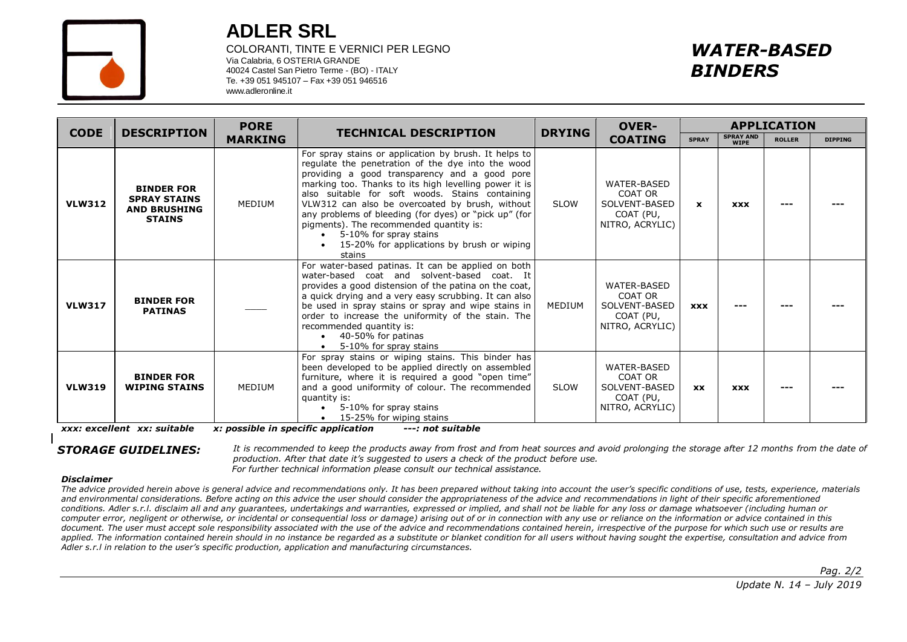# ADLER SRL

COLORANTI, TINTE E VERNICI PER LEGNO
Via Calabria, 6 OSTERIA GRANDE
40024 Castel San Pietro Terme - (BO) - ITALY
Te. +39 051 945107 – Fax +39 051 946516
www.adleronline.it

## *WATER-BASED BINDERS*

| CODE | DESCRIPTION | PORE MARKING | TECHNICAL DESCRIPTION | DRYING | OVER-COATING | APPLICATION | | | |
|---|---|---|---|---|---|---|---|---|---|
| | | | | | | SPRAY | SPRAY AND WIPE | ROLLER | DIPPING |
| **VLW312** | **BINDER FOR SPRAY STAINS AND BRUSHING STAINS** | MEDIUM | For spray stains or application by brush. It helps to regulate the penetration of the dye into the wood providing a good transparency and a good pore marking too. Thanks to its high levelling power it is also suitable for soft woods. Stains containing VLW312 can also be overcoated by brush, without any problems of bleeding (for dyes) or "pick up" (for pigments). The recommended quantity is:<br>• 5-10% for spray stains<br>• 15-20% for applications by brush or wiping stains | SLOW | WATER-BASED COAT OR SOLVENT-BASED COAT (PU, NITRO, ACRYLIC) | **x** | **xxx** | --- | --- |
| **VLW317** | **BINDER FOR PATINAS** | ____ | For water-based patinas. It can be applied on both water-based coat and solvent-based coat. It provides a good distension of the patina on the coat, a quick drying and a very easy scrubbing. It can also be used in spray stains or spray and wipe stains in order to increase the uniformity of the stain. The recommended quantity is:<br>• 40-50% for patinas<br>• 5-10% for spray stains | MEDIUM | WATER-BASED COAT OR SOLVENT-BASED COAT (PU, NITRO, ACRYLIC) | **xxx** | --- | --- | --- |
| **VLW319** | **BINDER FOR WIPING STAINS** | MEDIUM | For spray stains or wiping stains. This binder has been developed to be applied directly on assembled furniture, where it is required a good "open time" and a good uniformity of colour. The recommended quantity is:<br>• 5-10% for spray stains<br>• 15-25% for wiping stains | SLOW | WATER-BASED COAT OR SOLVENT-BASED COAT (PU, NITRO, ACRYLIC) | **xx** | **xxx** | --- | --- |

***xxx: excellent xx: suitable x: possible in specific application ---: not suitable***

***STORAGE GUIDELINES:*** *It is recommended to keep the products away from frost and from heat sources and avoid prolonging the storage after 12 months from the date of production. After that date it's suggested to users a check of the product before use. For further technical information please consult our technical assistance.*

***Disclaimer***

*The advice provided herein above is general advice and recommendations only. It has been prepared without taking into account the user's specific conditions of use, tests, experience, materials and environmental considerations. Before acting on this advice the user should consider the appropriateness of the advice and recommendations in light of their specific aforementioned conditions. Adler s.r.l. disclaim all and any guarantees, undertakings and warranties, expressed or implied, and shall not be liable for any loss or damage whatsoever (including human or computer error, negligent or otherwise, or incidental or consequential loss or damage) arising out of or in connection with any use or reliance on the information or advice contained in this document. The user must accept sole responsibility associated with the use of the advice and recommendations contained herein, irrespective of the purpose for which such use or results are applied. The information contained herein should in no instance be regarded as a substitute or blanket condition for all users without having sought the expertise, consultation and advice from Adler s.r.l in relation to the user's specific production, application and manufacturing circumstances.*

*Update N. 14 – July 2019*